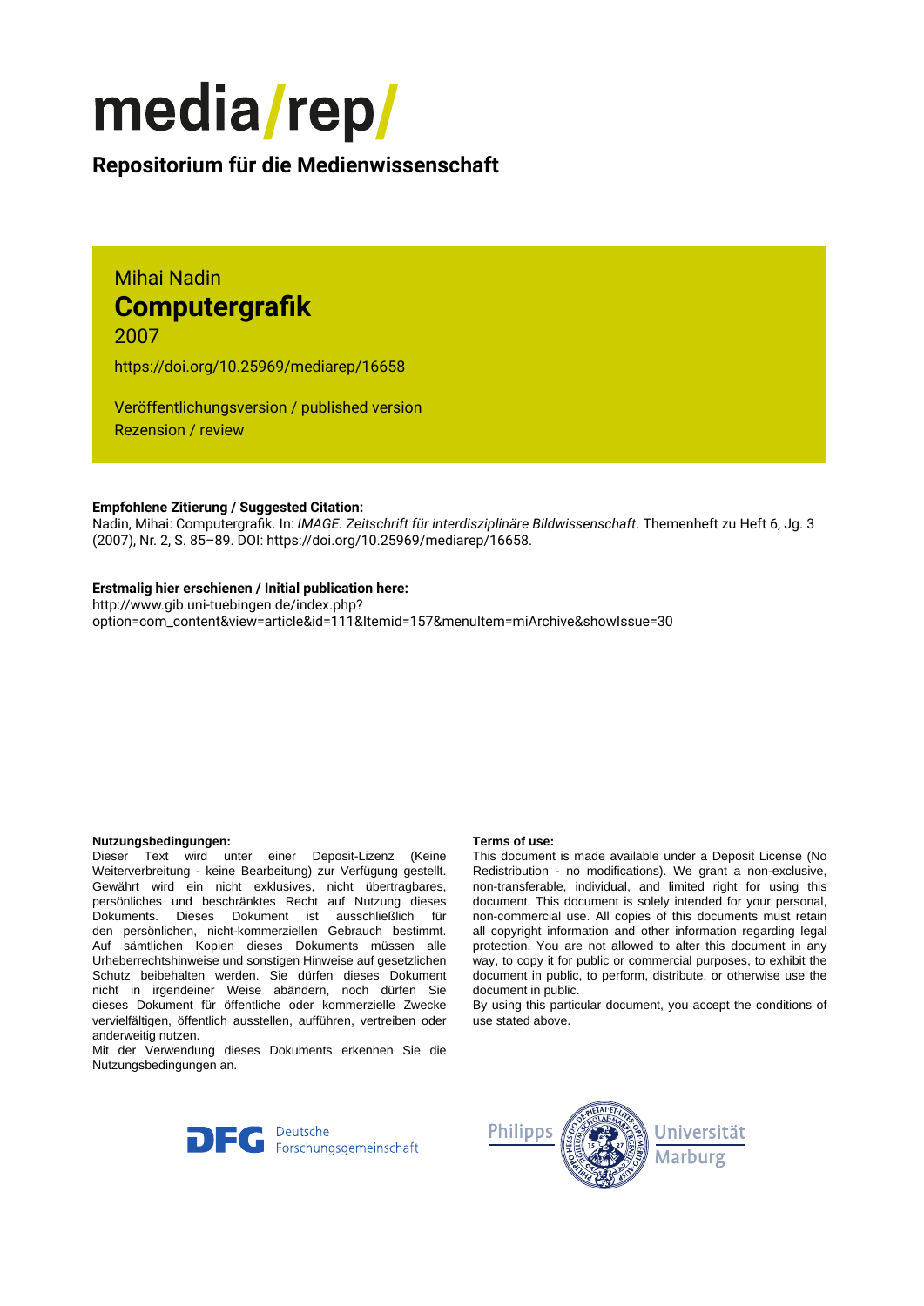# media/rep/

## Repositorium für die Medienwissenschaft

Mihai Nadin

# Computergrafik

2007

https://doi.org/10.25969/mediarep/16658

Veröffentlichungsversion / published version
Rezension / review

**Empfohlene Zitierung / Suggested Citation:**
Nadin, Mihai: Computergrafik. In: *IMAGE. Zeitschrift für interdisziplinäre Bildwissenschaft*. Themenheft zu Heft 6, Jg. 3 (2007), Nr. 2, S. 85–89. DOI: https://doi.org/10.25969/mediarep/16658.

**Erstmalig hier erschienen / Initial publication here:**
http://www.gib.uni-tuebingen.de/index.php?option=com_content&view=article&id=111&Itemid=157&menuItem=miArchive&showIssue=30

**Nutzungsbedingungen:**
Dieser Text wird unter einer Deposit-Lizenz (Keine Weiterverbreitung - keine Bearbeitung) zur Verfügung gestellt. Gewährt wird ein nicht exklusives, nicht übertragbares, persönliches und beschränktes Recht auf Nutzung dieses Dokuments. Dieses Dokument ist ausschließlich für den persönlichen, nicht-kommerziellen Gebrauch bestimmt. Auf sämtlichen Kopien dieses Dokuments müssen alle Urheberrechtshinweise und sonstigen Hinweise auf gesetzlichen Schutz beibehalten werden. Sie dürfen dieses Dokument nicht in irgendeiner Weise abändern, noch dürfen Sie dieses Dokument für öffentliche oder kommerzielle Zwecke vervielfältigen, öffentlich ausstellen, aufführen, vertreiben oder anderweitig nutzen.
Mit der Verwendung dieses Dokuments erkennen Sie die Nutzungsbedingungen an.

**Terms of use:**
This document is made available under a Deposit License (No Redistribution - no modifications). We grant a non-exclusive, non-transferable, individual, and limited right for using this document. This document is solely intended for your personal, non-commercial use. All copies of this documents must retain all copyright information and other information regarding legal protection. You are not allowed to alter this document in any way, to copy it for public or commercial purposes, to exhibit the document in public, to perform, distribute, or otherwise use the document in public.
By using this particular document, you accept the conditions of use stated above.

DFG Deutsche Forschungsgemeinschaft

Philipps Universität Marburg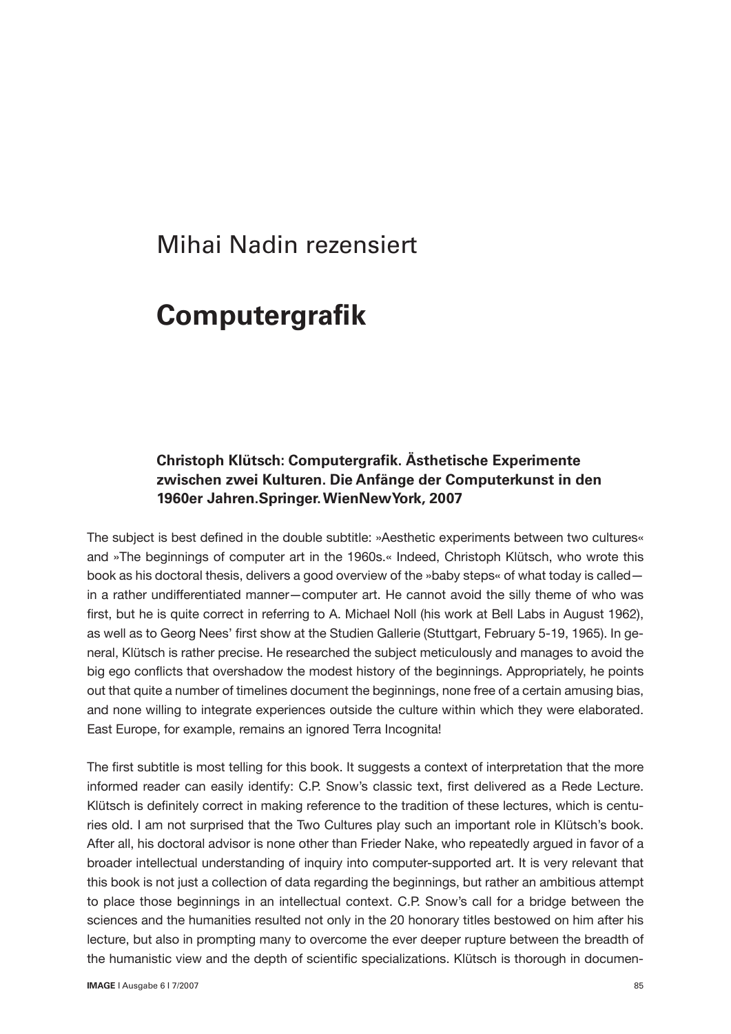# Mihai Nadin rezensiert

## Computergrafik

**Christoph Klütsch: Computergrafik. Ästhetische Experimente zwischen zwei Kulturen. Die Anfänge der Computerkunst in den 1960er Jahren.Springer. WienNewYork, 2007**

The subject is best defined in the double subtitle: »Aesthetic experiments between two cultures« and »The beginnings of computer art in the 1960s.« Indeed, Christoph Klütsch, who wrote this book as his doctoral thesis, delivers a good overview of the »baby steps« of what today is called—in a rather undifferentiated manner—computer art. He cannot avoid the silly theme of who was first, but he is quite correct in referring to A. Michael Noll (his work at Bell Labs in August 1962), as well as to Georg Nees' first show at the Studien Gallerie (Stuttgart, February 5-19, 1965). In general, Klütsch is rather precise. He researched the subject meticulously and manages to avoid the big ego conflicts that overshadow the modest history of the beginnings. Appropriately, he points out that quite a number of timelines document the beginnings, none free of a certain amusing bias, and none willing to integrate experiences outside the culture within which they were elaborated. East Europe, for example, remains an ignored Terra Incognita!

The first subtitle is most telling for this book. It suggests a context of interpretation that the more informed reader can easily identify: C.P. Snow's classic text, first delivered as a Rede Lecture. Klütsch is definitely correct in making reference to the tradition of these lectures, which is centuries old. I am not surprised that the Two Cultures play such an important role in Klütsch's book. After all, his doctoral advisor is none other than Frieder Nake, who repeatedly argued in favor of a broader intellectual understanding of inquiry into computer-supported art. It is very relevant that this book is not just a collection of data regarding the beginnings, but rather an ambitious attempt to place those beginnings in an intellectual context. C.P. Snow's call for a bridge between the sciences and the humanities resulted not only in the 20 honorary titles bestowed on him after his lecture, but also in prompting many to overcome the ever deeper rupture between the breadth of the humanistic view and the depth of scientific specializations. Klütsch is thorough in documen-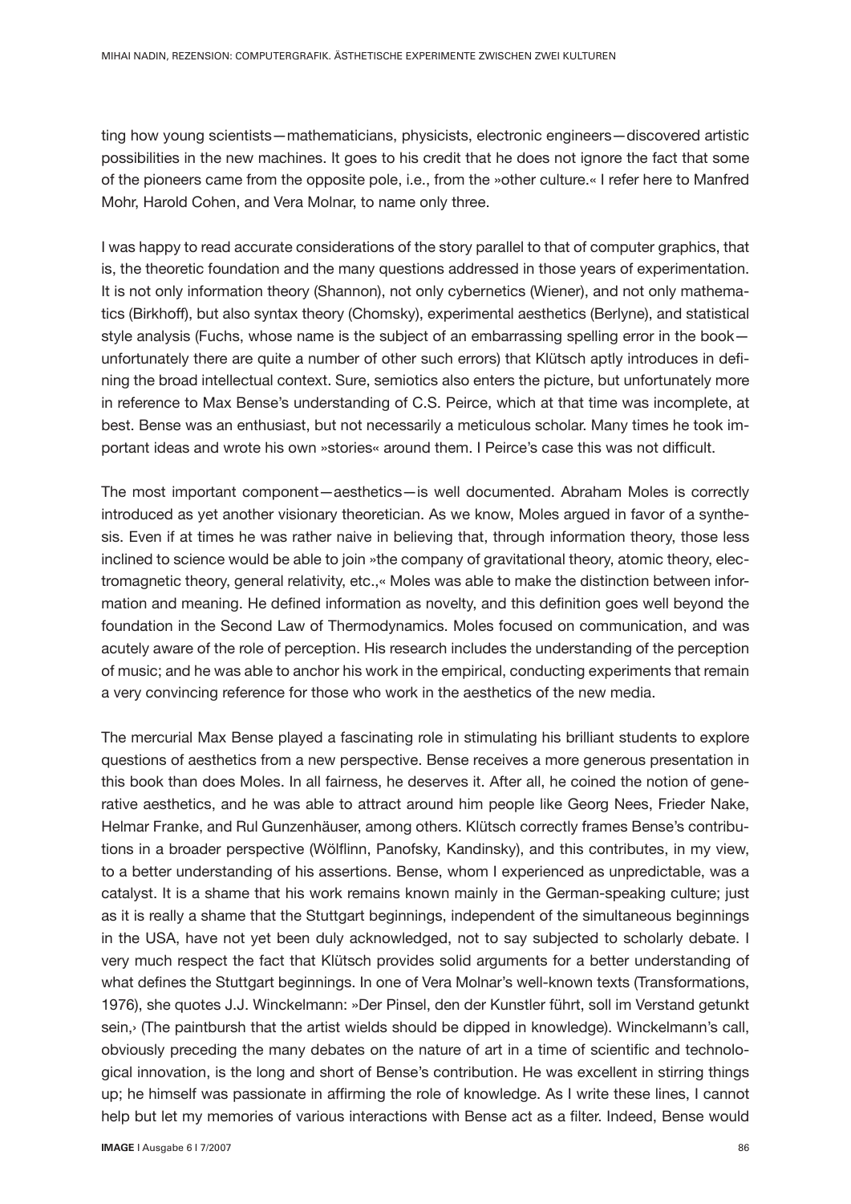ting how young scientists—mathematicians, physicists, electronic engineers—discovered artistic possibilities in the new machines. It goes to his credit that he does not ignore the fact that some of the pioneers came from the opposite pole, i.e., from the »other culture.« I refer here to Manfred Mohr, Harold Cohen, and Vera Molnar, to name only three.

I was happy to read accurate considerations of the story parallel to that of computer graphics, that is, the theoretic foundation and the many questions addressed in those years of experimentation. It is not only information theory (Shannon), not only cybernetics (Wiener), and not only mathematics (Birkhoff), but also syntax theory (Chomsky), experimental aesthetics (Berlyne), and statistical style analysis (Fuchs, whose name is the subject of an embarrassing spelling error in the book—unfortunately there are quite a number of other such errors) that Klütsch aptly introduces in defining the broad intellectual context. Sure, semiotics also enters the picture, but unfortunately more in reference to Max Bense's understanding of C.S. Peirce, which at that time was incomplete, at best. Bense was an enthusiast, but not necessarily a meticulous scholar. Many times he took important ideas and wrote his own »stories« around them. I Peirce's case this was not difficult.

The most important component—aesthetics—is well documented. Abraham Moles is correctly introduced as yet another visionary theoretician. As we know, Moles argued in favor of a synthesis. Even if at times he was rather naive in believing that, through information theory, those less inclined to science would be able to join »the company of gravitational theory, atomic theory, electromagnetic theory, general relativity, etc.,« Moles was able to make the distinction between information and meaning. He defined information as novelty, and this definition goes well beyond the foundation in the Second Law of Thermodynamics. Moles focused on communication, and was acutely aware of the role of perception. His research includes the understanding of the perception of music; and he was able to anchor his work in the empirical, conducting experiments that remain a very convincing reference for those who work in the aesthetics of the new media.

The mercurial Max Bense played a fascinating role in stimulating his brilliant students to explore questions of aesthetics from a new perspective. Bense receives a more generous presentation in this book than does Moles. In all fairness, he deserves it. After all, he coined the notion of generative aesthetics, and he was able to attract around him people like Georg Nees, Frieder Nake, Helmar Franke, and Rul Gunzenhäuser, among others. Klütsch correctly frames Bense's contributions in a broader perspective (Wölflinn, Panofsky, Kandinsky), and this contributes, in my view, to a better understanding of his assertions. Bense, whom I experienced as unpredictable, was a catalyst. It is a shame that his work remains known mainly in the German-speaking culture; just as it is really a shame that the Stuttgart beginnings, independent of the simultaneous beginnings in the USA, have not yet been duly acknowledged, not to say subjected to scholarly debate. I very much respect the fact that Klütsch provides solid arguments for a better understanding of what defines the Stuttgart beginnings. In one of Vera Molnar's well-known texts (Transformations, 1976), she quotes J.J. Winckelmann: »Der Pinsel, den der Kunstler führt, soll im Verstand getunkt sein,› (The paintbursh that the artist wields should be dipped in knowledge). Winckelmann's call, obviously preceding the many debates on the nature of art in a time of scientific and technological innovation, is the long and short of Bense's contribution. He was excellent in stirring things up; he himself was passionate in affirming the role of knowledge. As I write these lines, I cannot help but let my memories of various interactions with Bense act as a filter. Indeed, Bense would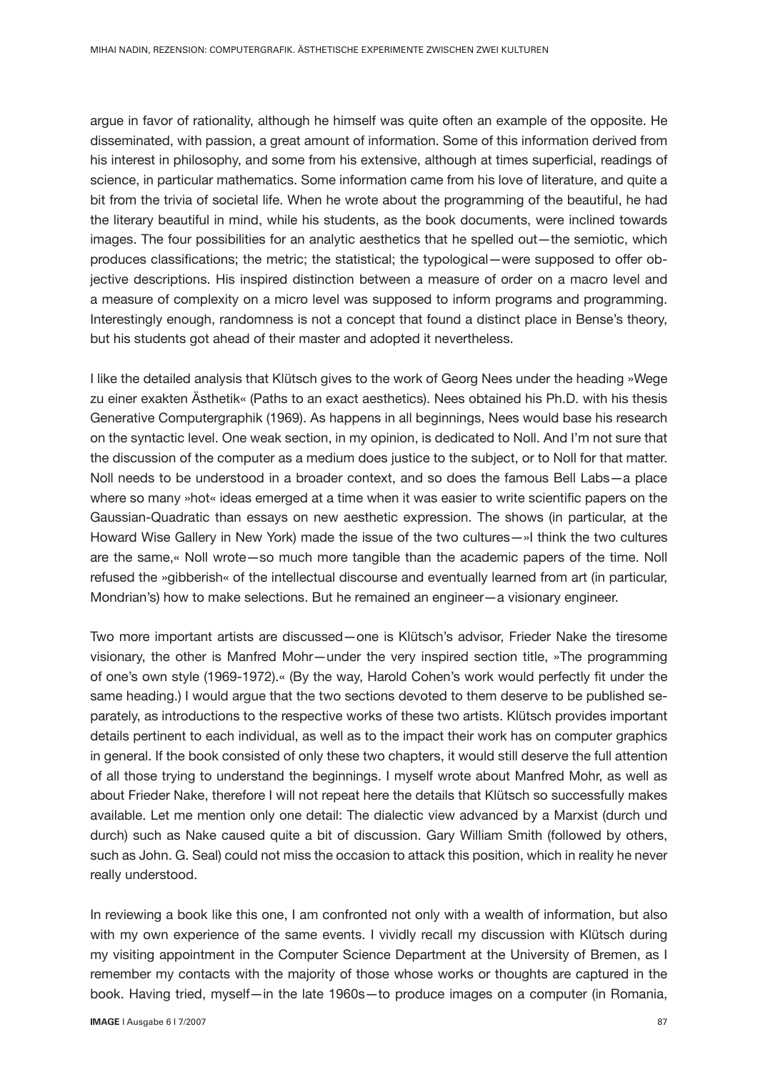argue in favor of rationality, although he himself was quite often an example of the opposite. He disseminated, with passion, a great amount of information. Some of this information derived from his interest in philosophy, and some from his extensive, although at times superficial, readings of science, in particular mathematics. Some information came from his love of literature, and quite a bit from the trivia of societal life. When he wrote about the programming of the beautiful, he had the literary beautiful in mind, while his students, as the book documents, were inclined towards images. The four possibilities for an analytic aesthetics that he spelled out—the semiotic, which produces classifications; the metric; the statistical; the typological—were supposed to offer objective descriptions. His inspired distinction between a measure of order on a macro level and a measure of complexity on a micro level was supposed to inform programs and programming. Interestingly enough, randomness is not a concept that found a distinct place in Bense's theory, but his students got ahead of their master and adopted it nevertheless.

I like the detailed analysis that Klütsch gives to the work of Georg Nees under the heading »Wege zu einer exakten Ästhetik« (Paths to an exact aesthetics). Nees obtained his Ph.D. with his thesis Generative Computergraphik (1969). As happens in all beginnings, Nees would base his research on the syntactic level. One weak section, in my opinion, is dedicated to Noll. And I'm not sure that the discussion of the computer as a medium does justice to the subject, or to Noll for that matter. Noll needs to be understood in a broader context, and so does the famous Bell Labs—a place where so many »hot« ideas emerged at a time when it was easier to write scientific papers on the Gaussian-Quadratic than essays on new aesthetic expression. The shows (in particular, at the Howard Wise Gallery in New York) made the issue of the two cultures—»I think the two cultures are the same,« Noll wrote—so much more tangible than the academic papers of the time. Noll refused the »gibberish« of the intellectual discourse and eventually learned from art (in particular, Mondrian's) how to make selections. But he remained an engineer—a visionary engineer.

Two more important artists are discussed—one is Klütsch's advisor, Frieder Nake the tiresome visionary, the other is Manfred Mohr—under the very inspired section title, »The programming of one's own style (1969-1972).« (By the way, Harold Cohen's work would perfectly fit under the same heading.) I would argue that the two sections devoted to them deserve to be published separately, as introductions to the respective works of these two artists. Klütsch provides important details pertinent to each individual, as well as to the impact their work has on computer graphics in general. If the book consisted of only these two chapters, it would still deserve the full attention of all those trying to understand the beginnings. I myself wrote about Manfred Mohr, as well as about Frieder Nake, therefore I will not repeat here the details that Klütsch so successfully makes available. Let me mention only one detail: The dialectic view advanced by a Marxist (durch und durch) such as Nake caused quite a bit of discussion. Gary William Smith (followed by others, such as John. G. Seal) could not miss the occasion to attack this position, which in reality he never really understood.

In reviewing a book like this one, I am confronted not only with a wealth of information, but also with my own experience of the same events. I vividly recall my discussion with Klütsch during my visiting appointment in the Computer Science Department at the University of Bremen, as I remember my contacts with the majority of those whose works or thoughts are captured in the book. Having tried, myself—in the late 1960s—to produce images on a computer (in Romania,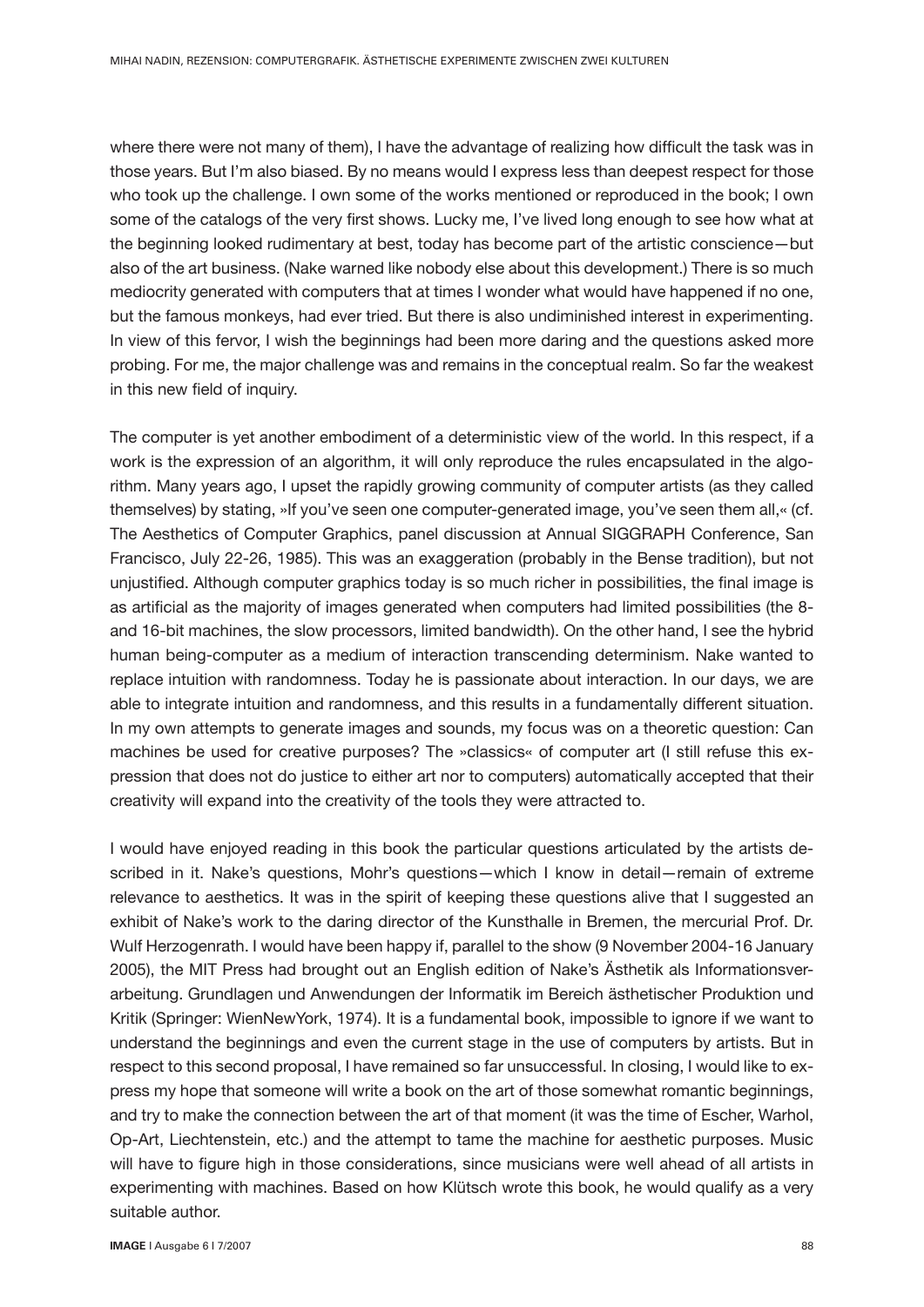where there were not many of them), I have the advantage of realizing how difficult the task was in those years. But I'm also biased. By no means would I express less than deepest respect for those who took up the challenge. I own some of the works mentioned or reproduced in the book; I own some of the catalogs of the very first shows. Lucky me, I've lived long enough to see how what at the beginning looked rudimentary at best, today has become part of the artistic conscience—but also of the art business. (Nake warned like nobody else about this development.) There is so much mediocrity generated with computers that at times I wonder what would have happened if no one, but the famous monkeys, had ever tried. But there is also undiminished interest in experimenting. In view of this fervor, I wish the beginnings had been more daring and the questions asked more probing. For me, the major challenge was and remains in the conceptual realm. So far the weakest in this new field of inquiry.

The computer is yet another embodiment of a deterministic view of the world. In this respect, if a work is the expression of an algorithm, it will only reproduce the rules encapsulated in the algorithm. Many years ago, I upset the rapidly growing community of computer artists (as they called themselves) by stating, »If you've seen one computer-generated image, you've seen them all,« (cf. The Aesthetics of Computer Graphics, panel discussion at Annual SIGGRAPH Conference, San Francisco, July 22-26, 1985). This was an exaggeration (probably in the Bense tradition), but not unjustified. Although computer graphics today is so much richer in possibilities, the final image is as artificial as the majority of images generated when computers had limited possibilities (the 8- and 16-bit machines, the slow processors, limited bandwidth). On the other hand, I see the hybrid human being-computer as a medium of interaction transcending determinism. Nake wanted to replace intuition with randomness. Today he is passionate about interaction. In our days, we are able to integrate intuition and randomness, and this results in a fundamentally different situation. In my own attempts to generate images and sounds, my focus was on a theoretic question: Can machines be used for creative purposes? The »classics« of computer art (I still refuse this expression that does not do justice to either art nor to computers) automatically accepted that their creativity will expand into the creativity of the tools they were attracted to.

I would have enjoyed reading in this book the particular questions articulated by the artists described in it. Nake's questions, Mohr's questions—which I know in detail—remain of extreme relevance to aesthetics. It was in the spirit of keeping these questions alive that I suggested an exhibit of Nake's work to the daring director of the Kunsthalle in Bremen, the mercurial Prof. Dr. Wulf Herzogenrath. I would have been happy if, parallel to the show (9 November 2004-16 January 2005), the MIT Press had brought out an English edition of Nake's Ästhetik als Informationsverarbeitung. Grundlagen und Anwendungen der Informatik im Bereich ästhetischer Produktion und Kritik (Springer: WienNewYork, 1974). It is a fundamental book, impossible to ignore if we want to understand the beginnings and even the current stage in the use of computers by artists. But in respect to this second proposal, I have remained so far unsuccessful. In closing, I would like to express my hope that someone will write a book on the art of those somewhat romantic beginnings, and try to make the connection between the art of that moment (it was the time of Escher, Warhol, Op-Art, Liechtenstein, etc.) and the attempt to tame the machine for aesthetic purposes. Music will have to figure high in those considerations, since musicians were well ahead of all artists in experimenting with machines. Based on how Klütsch wrote this book, he would qualify as a very suitable author.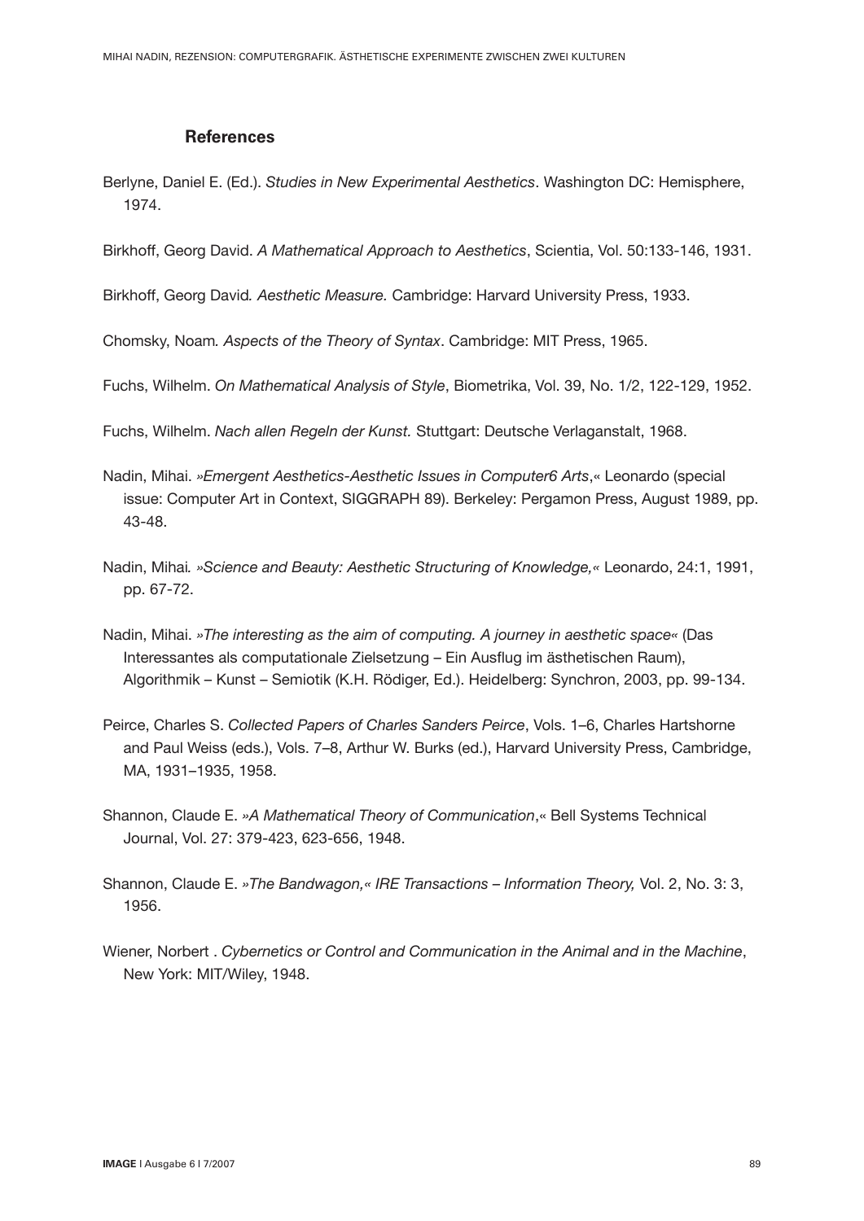## References

Berlyne, Daniel E. (Ed.). *Studies in New Experimental Aesthetics*. Washington DC: Hemisphere, 1974.

Birkhoff, Georg David. *A Mathematical Approach to Aesthetics*, Scientia, Vol. 50:133-146, 1931.

Birkhoff, Georg David*. Aesthetic Measure.* Cambridge: Harvard University Press, 1933.

Chomsky, Noam*. Aspects of the Theory of Syntax*. Cambridge: MIT Press, 1965.

Fuchs, Wilhelm. *On Mathematical Analysis of Style*, Biometrika, Vol. 39, No. 1/2, 122-129, 1952.

Fuchs, Wilhelm. *Nach allen Regeln der Kunst.* Stuttgart: Deutsche Verlaganstalt, 1968.

Nadin, Mihai. *»Emergent Aesthetics-Aesthetic Issues in Computer6 Arts*,« Leonardo (special issue: Computer Art in Context, SIGGRAPH 89). Berkeley: Pergamon Press, August 1989, pp. 43-48.

Nadin, Mihai*. »Science and Beauty: Aesthetic Structuring of Knowledge,«* Leonardo, 24:1, 1991, pp. 67-72.

Nadin, Mihai. *»The interesting as the aim of computing. A journey in aesthetic space«* (Das Interessantes als computationale Zielsetzung – Ein Ausflug im ästhetischen Raum), Algorithmik – Kunst – Semiotik (K.H. Rödiger, Ed.). Heidelberg: Synchron, 2003, pp. 99-134.

Peirce, Charles S. *Collected Papers of Charles Sanders Peirce*, Vols. 1–6, Charles Hartshorne and Paul Weiss (eds.), Vols. 7–8, Arthur W. Burks (ed.), Harvard University Press, Cambridge, MA, 1931–1935, 1958.

Shannon, Claude E. *»A Mathematical Theory of Communication*,« Bell Systems Technical Journal, Vol. 27: 379-423, 623-656, 1948.

Shannon, Claude E. *»The Bandwagon,« IRE Transactions – Information Theory,* Vol. 2, No. 3: 3, 1956.

Wiener, Norbert . *Cybernetics or Control and Communication in the Animal and in the Machine*, New York: MIT/Wiley, 1948.